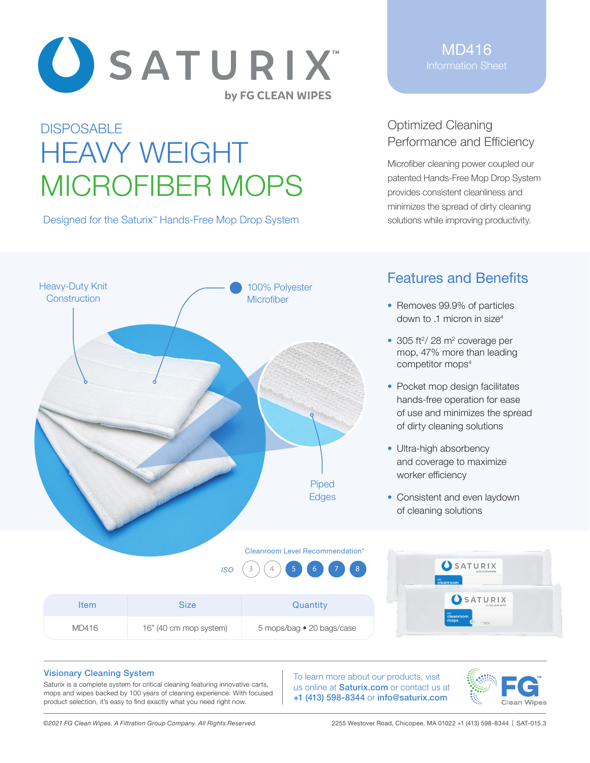# SATURIX™

by FG CLEAN WIPES

**MD416**
Information Sheet

## DISPOSABLE HEAVY WEIGHT MICROFIBER MOPS

Designed for the Saturix™ Hands-Free Mop Drop System

### Optimized Cleaning Performance and Efficiency

Microfiber cleaning power coupled our patented Hands-Free Mop Drop System provides consistent cleanliness and minimizes the spread of dirty cleaning solutions while improving productivity.

Heavy-Duty Knit Construction

100% Polyester Microfiber

Piped Edges

### Features and Benefits

- Removes 99.9% of particles down to .1 micron in size[4]
- 305 $ft^2$/ 28 $m^2$ coverage per mop, 47% more than leading competitor mops[4]
- Pocket mop design facilitates hands-free operation for ease of use and minimizes the spread of dirty cleaning solutions
- Ultra-high absorbency and coverage to maximize worker efficiency
- Consistent and even laydown of cleaning solutions

Cleanroom Level Recommendation*

ISO 3 4 **5 6 7 8**

| Item | Size | Quantity |
| --- | --- | --- |
| MD416 | 16" (40 cm mop system) | 5 mops/bag • 20 bags/case |

### Visionary Cleaning System

Saturix is a complete system for critical cleaning featuring innovative carts, mops and wipes backed by 100 years of cleaning experience. With focused product selection, it's easy to find exactly what you need right now.

To learn more about our products, visit us online at **Saturix.com** or contact us at **+1 (413) 598-8344** or **info@saturix.com**

FG™ Clean Wipes

*©2021 FG Clean Wipes. A Filtration Group Company. All Rights Reserved.*

2255 Westover Road, Chicopee, MA 01022 +1 (413) 598-8344 | SAT-015.3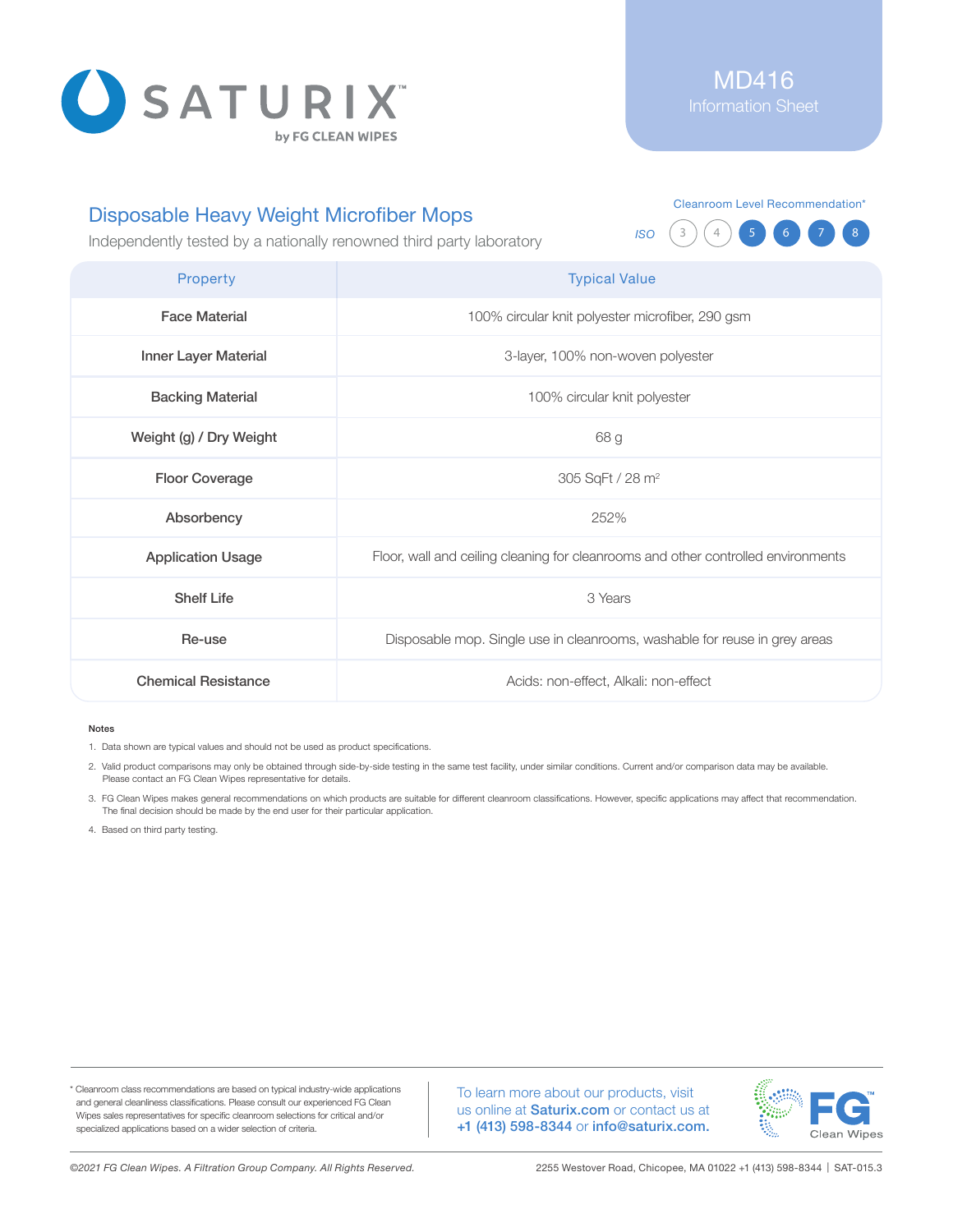# SATURIX

by FG CLEAN WIPES

**MD416**
Information Sheet

## Disposable Heavy Weight Microfiber Mops

Independently tested by a nationally renowned third party laboratory

Cleanroom Level Recommendation*

ISO 3 4 **5** **6** **7** **8**

| Property | Typical Value |
|---|---|
| **Face Material** | 100% circular knit polyester microfiber, 290 gsm |
| **Inner Layer Material** | 3-layer, 100% non-woven polyester |
| **Backing Material** | 100% circular knit polyester |
| **Weight (g) / Dry Weight** | 68 g |
| **Floor Coverage** | 305 SqFt / 28 $m^2$ |
| **Absorbency** | 252% |
| **Application Usage** | Floor, wall and ceiling cleaning for cleanrooms and other controlled environments |
| **Shelf Life** | 3 Years |
| **Re-use** | Disposable mop. Single use in cleanrooms, washable for reuse in grey areas |
| **Chemical Resistance** | Acids: non-effect, Alkali: non-effect |

**Notes**

1. Data shown are typical values and should not be used as product specifications.
2. Valid product comparisons may only be obtained through side-by-side testing in the same test facility, under similar conditions. Current and/or comparison data may be available. Please contact an FG Clean Wipes representative for details.
3. FG Clean Wipes makes general recommendations on which products are suitable for different cleanroom classifications. However, specific applications may affect that recommendation. The final decision should be made by the end user for their particular application.
4. Based on third party testing.

* Cleanroom class recommendations are based on typical industry-wide applications and general cleanliness classifications. Please consult our experienced FG Clean Wipes sales representatives for specific cleanroom selections for critical and/or specialized applications based on a wider selection of criteria.

To learn more about our products, visit us online at **Saturix.com** or contact us at **+1 (413) 598-8344** or **info@saturix.com.**

FG Clean Wipes

*©2021 FG Clean Wipes. A Filtration Group Company. All Rights Reserved.*

2255 Westover Road, Chicopee, MA 01022 +1 (413) 598-8344 | SAT-015.3